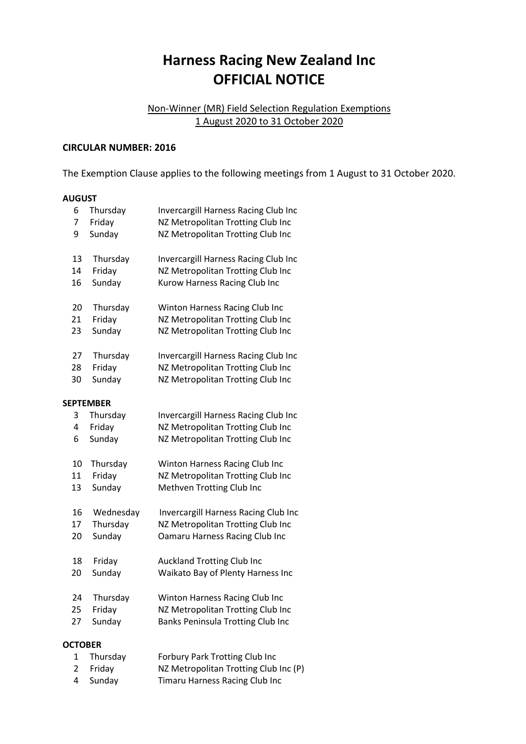# Harness Racing New Zealand Inc
# OFFICIAL NOTICE

Non-Winner (MR) Field Selection Regulation Exemptions
1 August 2020 to 31 October 2020

**CIRCULAR NUMBER: 2016**

The Exemption Clause applies to the following meetings from 1 August to 31 October 2020.

**AUGUST**

| | | |
|---|---|---|
| 6 | Thursday | Invercargill Harness Racing Club Inc |
| 7 | Friday | NZ Metropolitan Trotting Club Inc |
| 9 | Sunday | NZ Metropolitan Trotting Club Inc |
| | | |
| 13 | Thursday | Invercargill Harness Racing Club Inc |
| 14 | Friday | NZ Metropolitan Trotting Club Inc |
| 16 | Sunday | Kurow Harness Racing Club Inc |
| | | |
| 20 | Thursday | Winton Harness Racing Club Inc |
| 21 | Friday | NZ Metropolitan Trotting Club Inc |
| 23 | Sunday | NZ Metropolitan Trotting Club Inc |
| | | |
| 27 | Thursday | Invercargill Harness Racing Club Inc |
| 28 | Friday | NZ Metropolitan Trotting Club Inc |
| 30 | Sunday | NZ Metropolitan Trotting Club Inc |

**SEPTEMBER**

| | | |
|---|---|---|
| 3 | Thursday | Invercargill Harness Racing Club Inc |
| 4 | Friday | NZ Metropolitan Trotting Club Inc |
| 6 | Sunday | NZ Metropolitan Trotting Club Inc |
| | | |
| 10 | Thursday | Winton Harness Racing Club Inc |
| 11 | Friday | NZ Metropolitan Trotting Club Inc |
| 13 | Sunday | Methven Trotting Club Inc |
| | | |
| 16 | Wednesday | Invercargill Harness Racing Club Inc |
| 17 | Thursday | NZ Metropolitan Trotting Club Inc |
| 20 | Sunday | Oamaru Harness Racing Club Inc |
| | | |
| 18 | Friday | Auckland Trotting Club Inc |
| 20 | Sunday | Waikato Bay of Plenty Harness Inc |
| | | |
| 24 | Thursday | Winton Harness Racing Club Inc |
| 25 | Friday | NZ Metropolitan Trotting Club Inc |
| 27 | Sunday | Banks Peninsula Trotting Club Inc |

**OCTOBER**

| | | |
|---|---|---|
| 1 | Thursday | Forbury Park Trotting Club Inc |
| 2 | Friday | NZ Metropolitan Trotting Club Inc (P) |
| 4 | Sunday | Timaru Harness Racing Club Inc |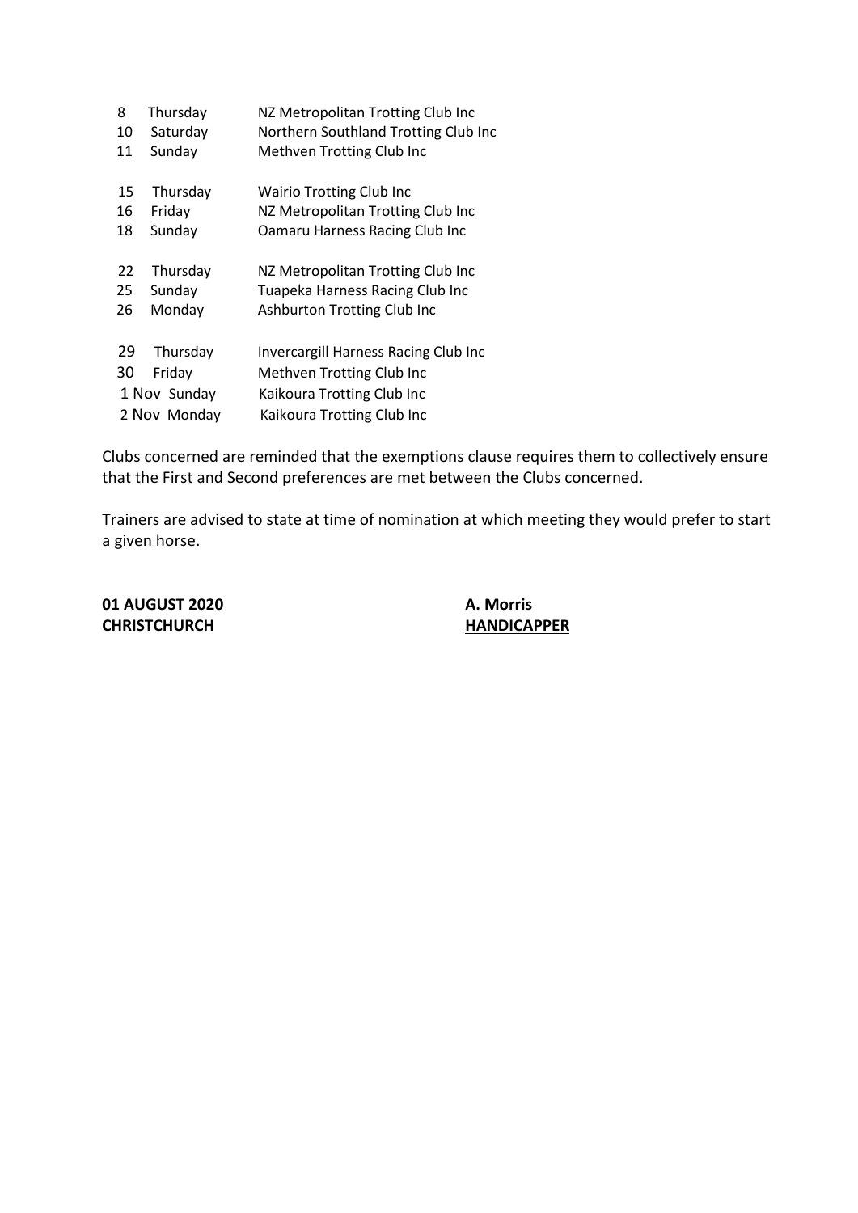| | | |
|---|---|---|
| 8 | Thursday | NZ Metropolitan Trotting Club Inc |
| 10 | Saturday | Northern Southland Trotting Club Inc |
| 11 | Sunday | Methven Trotting Club Inc |
| | | |
| 15 | Thursday | Wairio Trotting Club Inc |
| 16 | Friday | NZ Metropolitan Trotting Club Inc |
| 18 | Sunday | Oamaru Harness Racing Club Inc |
| | | |
| 22 | Thursday | NZ Metropolitan Trotting Club Inc |
| 25 | Sunday | Tuapeka Harness Racing Club Inc |
| 26 | Monday | Ashburton Trotting Club Inc |
| | | |
| 29 | Thursday | Invercargill Harness Racing Club Inc |
| 30 | Friday | Methven Trotting Club Inc |
| 1 Nov | Sunday | Kaikoura Trotting Club Inc |
| 2 Nov | Monday | Kaikoura Trotting Club Inc |

Clubs concerned are reminded that the exemptions clause requires them to collectively ensure that the First and Second preferences are met between the Clubs concerned.

Trainers are advised to state at time of nomination at which meeting they would prefer to start a given horse.

**01 AUGUST 2020**
**CHRISTCHURCH**

**A. Morris**
**HANDICAPPER**